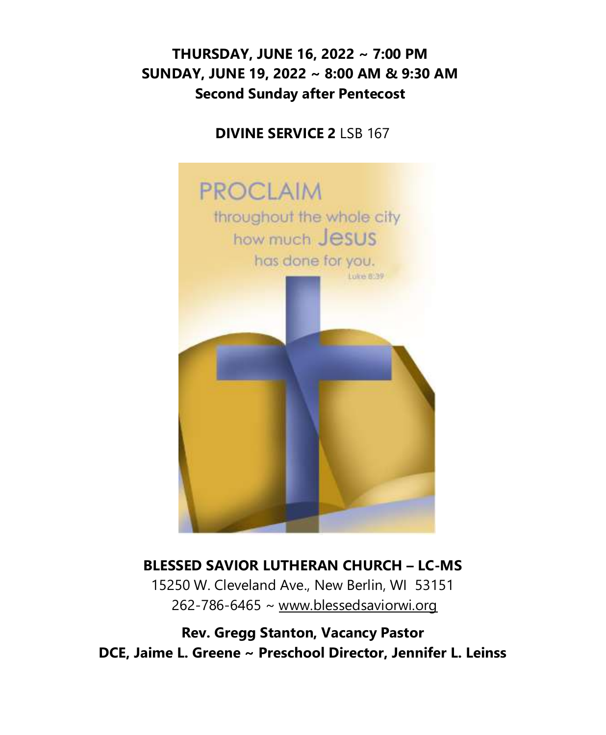**THURSDAY, JUNE 16, 2022 ~ 7:00 PM**
**SUNDAY, JUNE 19, 2022 ~ 8:00 AM & 9:30 AM**
**Second Sunday after Pentecost**

**DIVINE SERVICE 2** LSB 167

PROCLAIM throughout the whole city how much Jesus has done for you. Luke 8:39

**BLESSED SAVIOR LUTHERAN CHURCH – LC-MS**

15250 W. Cleveland Ave., New Berlin, WI 53151

262-786-6465 ~ www.blessedsaviorwi.org

**Rev. Gregg Stanton, Vacancy Pastor**

**DCE, Jaime L. Greene ~ Preschool Director, Jennifer L. Leinss**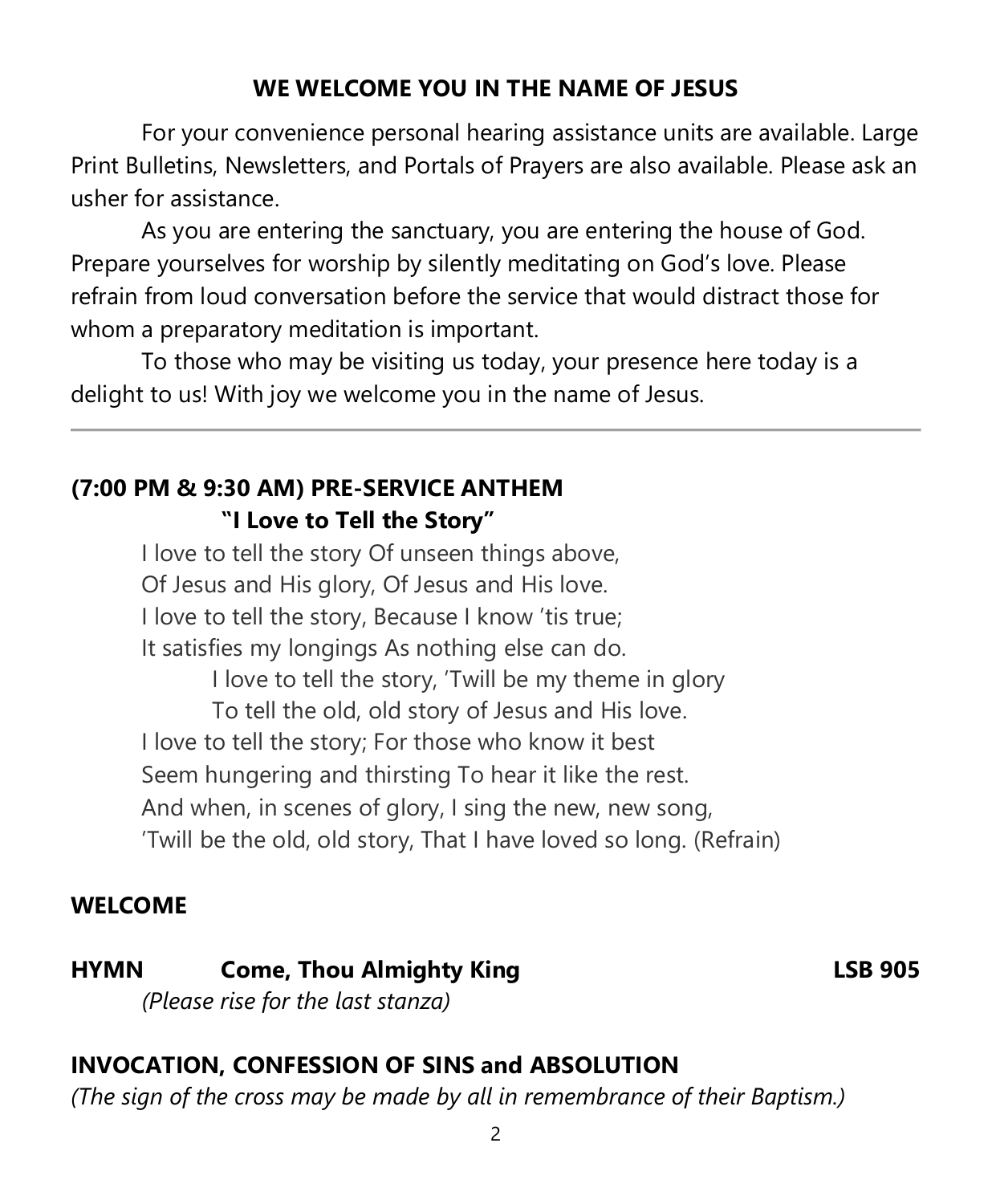## WE WELCOME YOU IN THE NAME OF JESUS

For your convenience personal hearing assistance units are available. Large Print Bulletins, Newsletters, and Portals of Prayers are also available. Please ask an usher for assistance.

As you are entering the sanctuary, you are entering the house of God. Prepare yourselves for worship by silently meditating on God's love. Please refrain from loud conversation before the service that would distract those for whom a preparatory meditation is important.

To those who may be visiting us today, your presence here today is a delight to us! With joy we welcome you in the name of Jesus.

---

**(7:00 PM & 9:30 AM) PRE-SERVICE ANTHEM**
**"I Love to Tell the Story"**

I love to tell the story Of unseen things above,
Of Jesus and His glory, Of Jesus and His love.
I love to tell the story, Because I know 'tis true;
It satisfies my longings As nothing else can do.

> I love to tell the story, 'Twill be my theme in glory
> To tell the old, old story of Jesus and His love.

I love to tell the story; For those who know it best
Seem hungering and thirsting To hear it like the rest.
And when, in scenes of glory, I sing the new, new song,
'Twill be the old, old story, That I have loved so long. (Refrain)

**WELCOME**

**HYMN Come, Thou Almighty King LSB 905**
*(Please rise for the last stanza)*

**INVOCATION, CONFESSION OF SINS and ABSOLUTION**
*(The sign of the cross may be made by all in remembrance of their Baptism.)*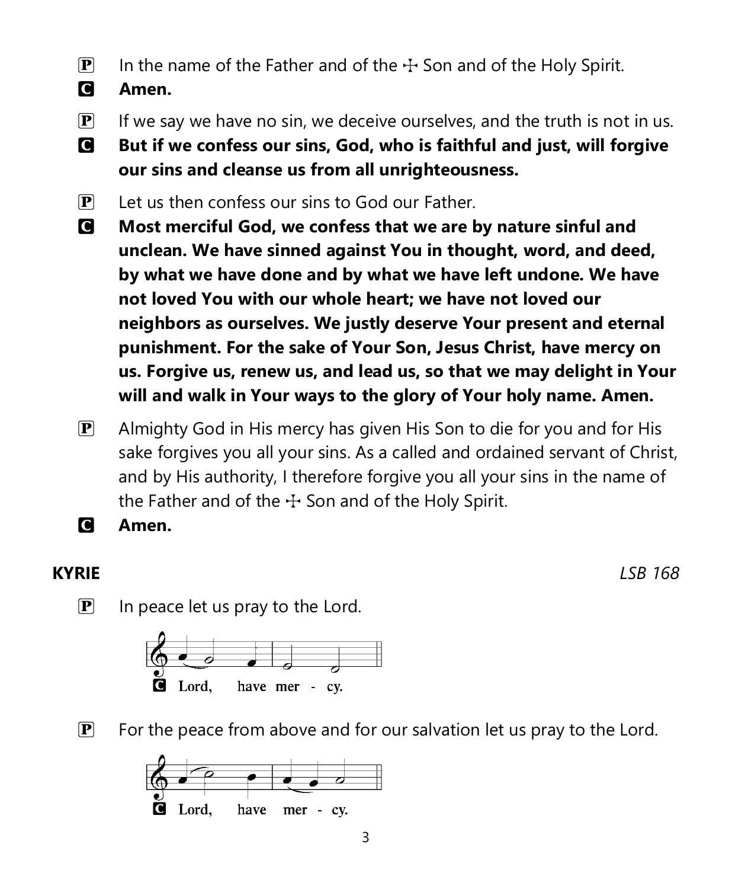P In the name of the Father and of the ☩ Son and of the Holy Spirit.

C **Amen.**

P If we say we have no sin, we deceive ourselves, and the truth is not in us.

C **But if we confess our sins, God, who is faithful and just, will forgive our sins and cleanse us from all unrighteousness.**

P Let us then confess our sins to God our Father.

C **Most merciful God, we confess that we are by nature sinful and unclean. We have sinned against You in thought, word, and deed, by what we have done and by what we have left undone. We have not loved You with our whole heart; we have not loved our neighbors as ourselves. We justly deserve Your present and eternal punishment. For the sake of Your Son, Jesus Christ, have mercy on us. Forgive us, renew us, and lead us, so that we may delight in Your will and walk in Your ways to the glory of Your holy name. Amen.**

P Almighty God in His mercy has given His Son to die for you and for His sake forgives you all your sins. As a called and ordained servant of Christ, and by His authority, I therefore forgive you all your sins in the name of the Father and of the ☩ Son and of the Holy Spirit.

C **Amen.**

**KYRIE** *LSB 168*

P In peace let us pray to the Lord.

C Lord, have mer - cy.

P For the peace from above and for our salvation let us pray to the Lord.

C Lord, have mer - cy.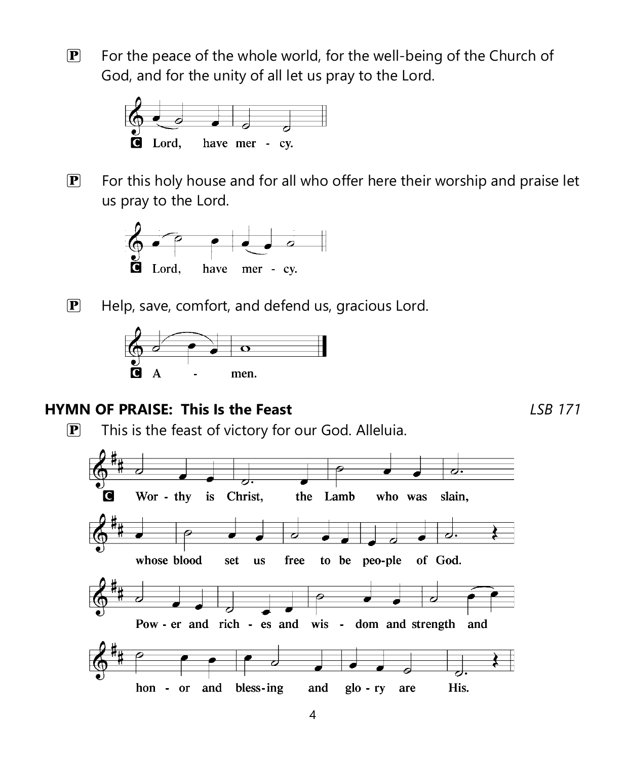P For the peace of the whole world, for the well-being of the Church of God, and for the unity of all let us pray to the Lord.

C Lord, have mer - cy.

P For this holy house and for all who offer here their worship and praise let us pray to the Lord.

C Lord, have mer - cy.

P Help, save, comfort, and defend us, gracious Lord.

C A - men.

**HYMN OF PRAISE: This Is the Feast** *LSB 171*

P This is the feast of victory for our God. Alleluia.

C Wor - thy is Christ, the Lamb who was slain,
whose blood set us free to be peo-ple of God.
Pow - er and rich - es and wis - dom and strength and
hon - or and bless-ing and glo - ry are His.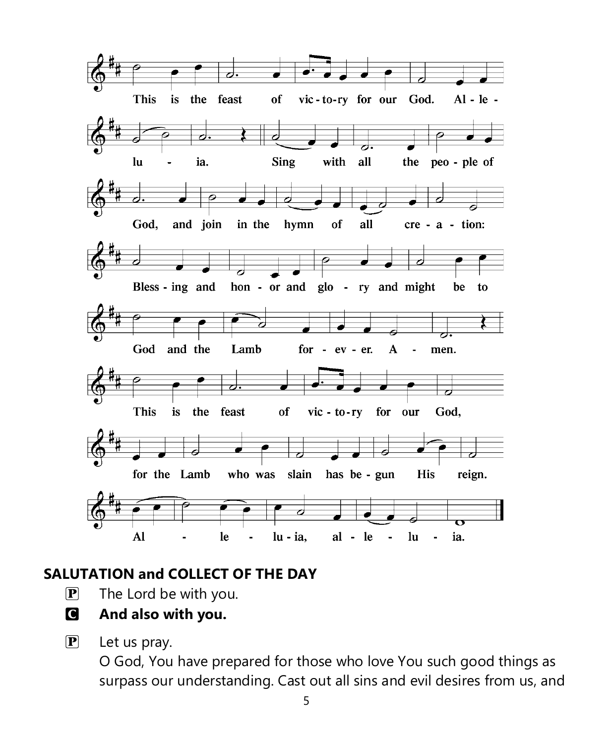This is the feast of victory for our God. Alleluia.

Sing with all the people of God, and join in the hymn of all creation:

Blessing and honor and glory and might be to God and the Lamb forever. Amen.

This is the feast of victory for our God, for the Lamb who was slain has begun His reign. Alleluia, alleluia.

## SALUTATION and COLLECT OF THE DAY

P The Lord be with you.

**C And also with you.**

P Let us pray.

O God, You have prepared for those who love You such good things as surpass our understanding. Cast out all sins and evil desires from us, and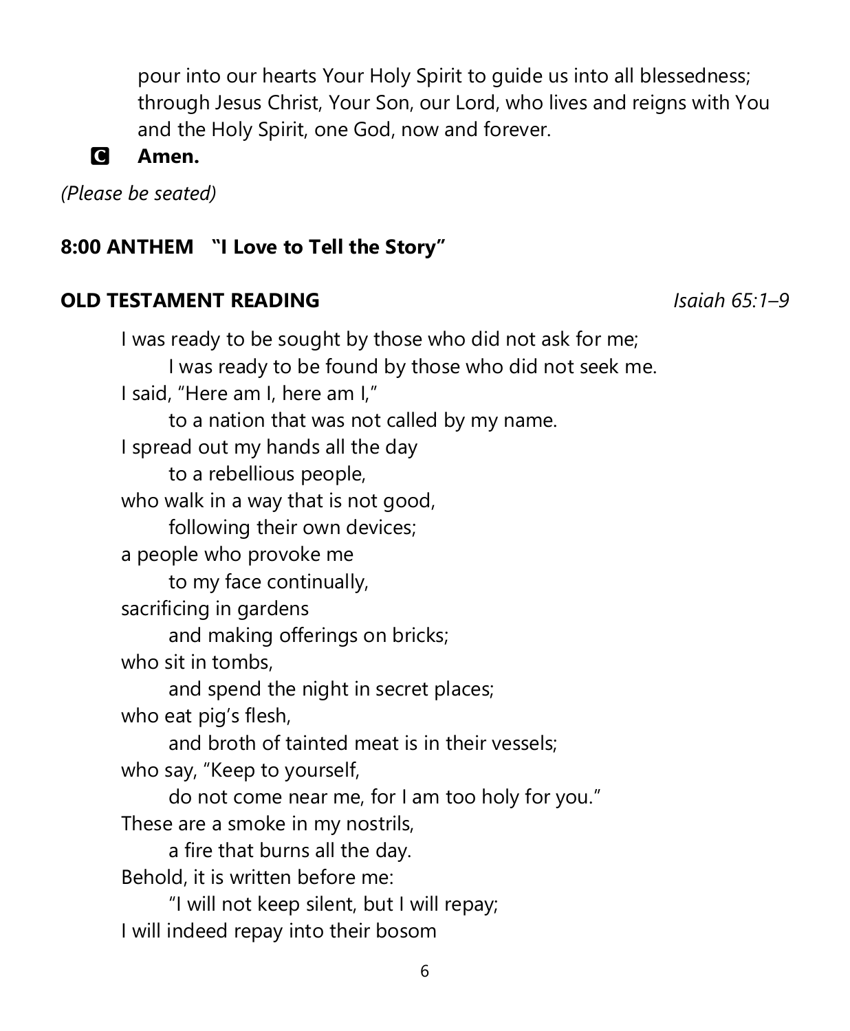pour into our hearts Your Holy Spirit to guide us into all blessedness; through Jesus Christ, Your Son, our Lord, who lives and reigns with You and the Holy Spirit, one God, now and forever.

**C** **Amen.**

*(Please be seated)*

**8:00 ANTHEM "I Love to Tell the Story"**

**OLD TESTAMENT READING** *Isaiah 65:1–9*

I was ready to be sought by those who did not ask for me;
  I was ready to be found by those who did not seek me.
I said, "Here am I, here am I,"
  to a nation that was not called by my name.
I spread out my hands all the day
  to a rebellious people,
who walk in a way that is not good,
  following their own devices;
a people who provoke me
  to my face continually,
sacrificing in gardens
  and making offerings on bricks;
who sit in tombs,
  and spend the night in secret places;
who eat pig's flesh,
  and broth of tainted meat is in their vessels;
who say, "Keep to yourself,
  do not come near me, for I am too holy for you."
These are a smoke in my nostrils,
  a fire that burns all the day.
Behold, it is written before me:
  "I will not keep silent, but I will repay;
I will indeed repay into their bosom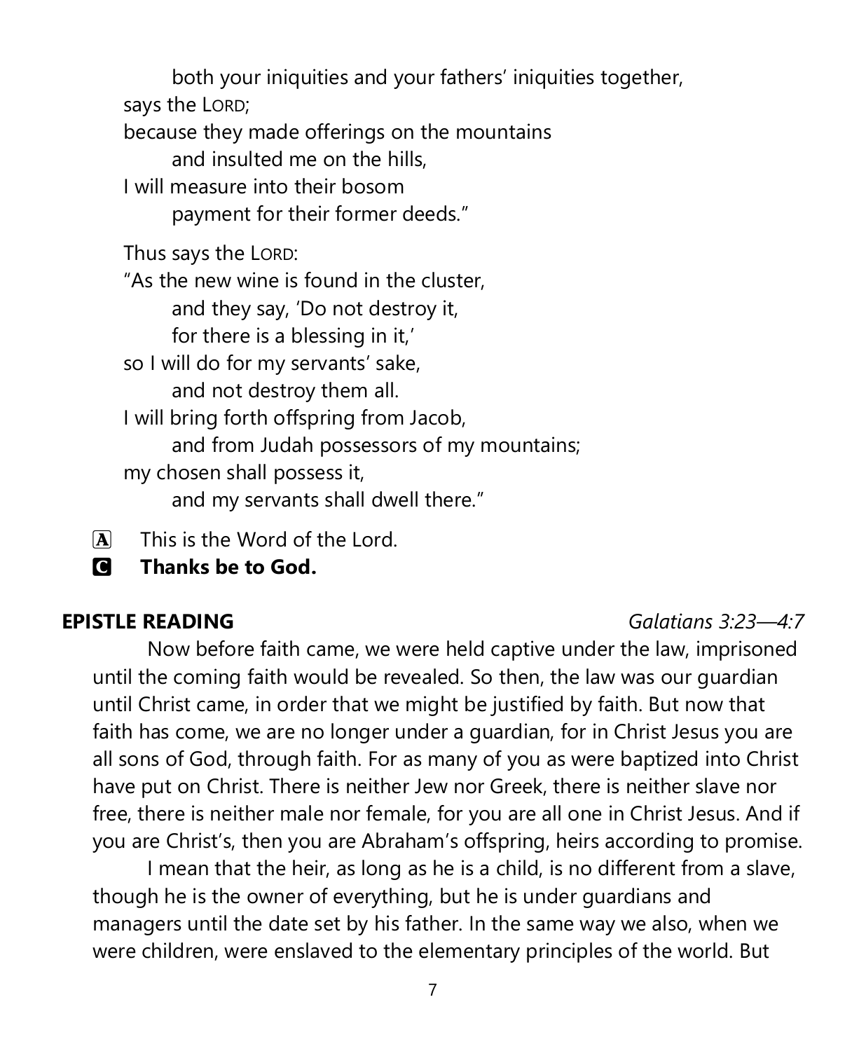both your iniquities and your fathers' iniquities together,  
says the LORD;  
because they made offerings on the mountains  
and insulted me on the hills,  
I will measure into their bosom  
payment for their former deeds."

Thus says the LORD:  
"As the new wine is found in the cluster,  
and they say, 'Do not destroy it,  
for there is a blessing in it,'  
so I will do for my servants' sake,  
and not destroy them all.  
I will bring forth offspring from Jacob,  
and from Judah possessors of my mountains;  
my chosen shall possess it,  
and my servants shall dwell there."

A This is the Word of the Lord.

C **Thanks be to God.**

**EPISTLE READING** *Galatians 3:23—4:7*

Now before faith came, we were held captive under the law, imprisoned until the coming faith would be revealed. So then, the law was our guardian until Christ came, in order that we might be justified by faith. But now that faith has come, we are no longer under a guardian, for in Christ Jesus you are all sons of God, through faith. For as many of you as were baptized into Christ have put on Christ. There is neither Jew nor Greek, there is neither slave nor free, there is neither male nor female, for you are all one in Christ Jesus. And if you are Christ's, then you are Abraham's offspring, heirs according to promise.

I mean that the heir, as long as he is a child, is no different from a slave, though he is the owner of everything, but he is under guardians and managers until the date set by his father. In the same way we also, when we were children, were enslaved to the elementary principles of the world. But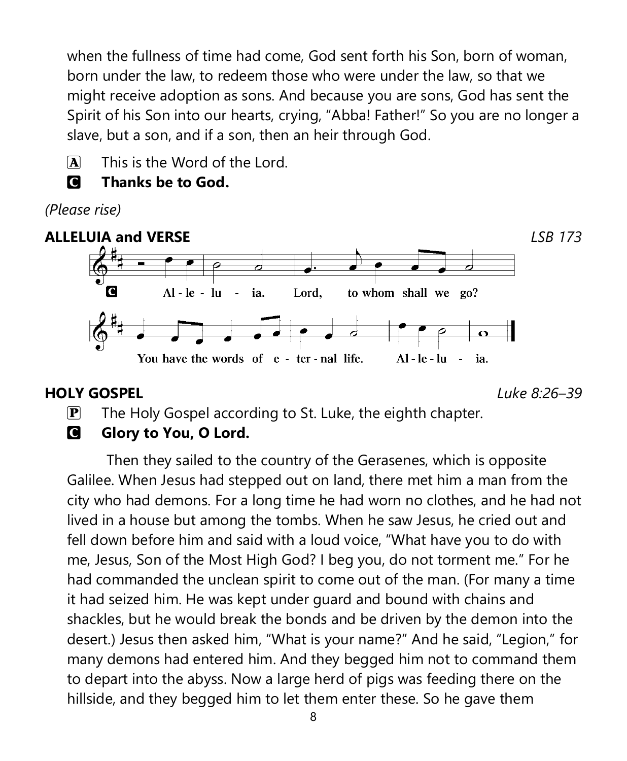when the fullness of time had come, God sent forth his Son, born of woman, born under the law, to redeem those who were under the law, so that we might receive adoption as sons. And because you are sons, God has sent the Spirit of his Son into our hearts, crying, "Abba! Father!" So you are no longer a slave, but a son, and if a son, then an heir through God.

A This is the Word of the Lord.

C **Thanks be to God.**

*(Please rise)*

**ALLELUIA and VERSE** *LSB 173*

C Al-le-lu-ia. Lord, to whom shall we go? You have the words of e-ter-nal life. Al-le-lu-ia.

**HOLY GOSPEL** *Luke 8:26–39*

P The Holy Gospel according to St. Luke, the eighth chapter.

C **Glory to You, O Lord.**

Then they sailed to the country of the Gerasenes, which is opposite Galilee. When Jesus had stepped out on land, there met him a man from the city who had demons. For a long time he had worn no clothes, and he had not lived in a house but among the tombs. When he saw Jesus, he cried out and fell down before him and said with a loud voice, "What have you to do with me, Jesus, Son of the Most High God? I beg you, do not torment me." For he had commanded the unclean spirit to come out of the man. (For many a time it had seized him. He was kept under guard and bound with chains and shackles, but he would break the bonds and be driven by the demon into the desert.) Jesus then asked him, "What is your name?" And he said, "Legion," for many demons had entered him. And they begged him not to command them to depart into the abyss. Now a large herd of pigs was feeding there on the hillside, and they begged him to let them enter these. So he gave them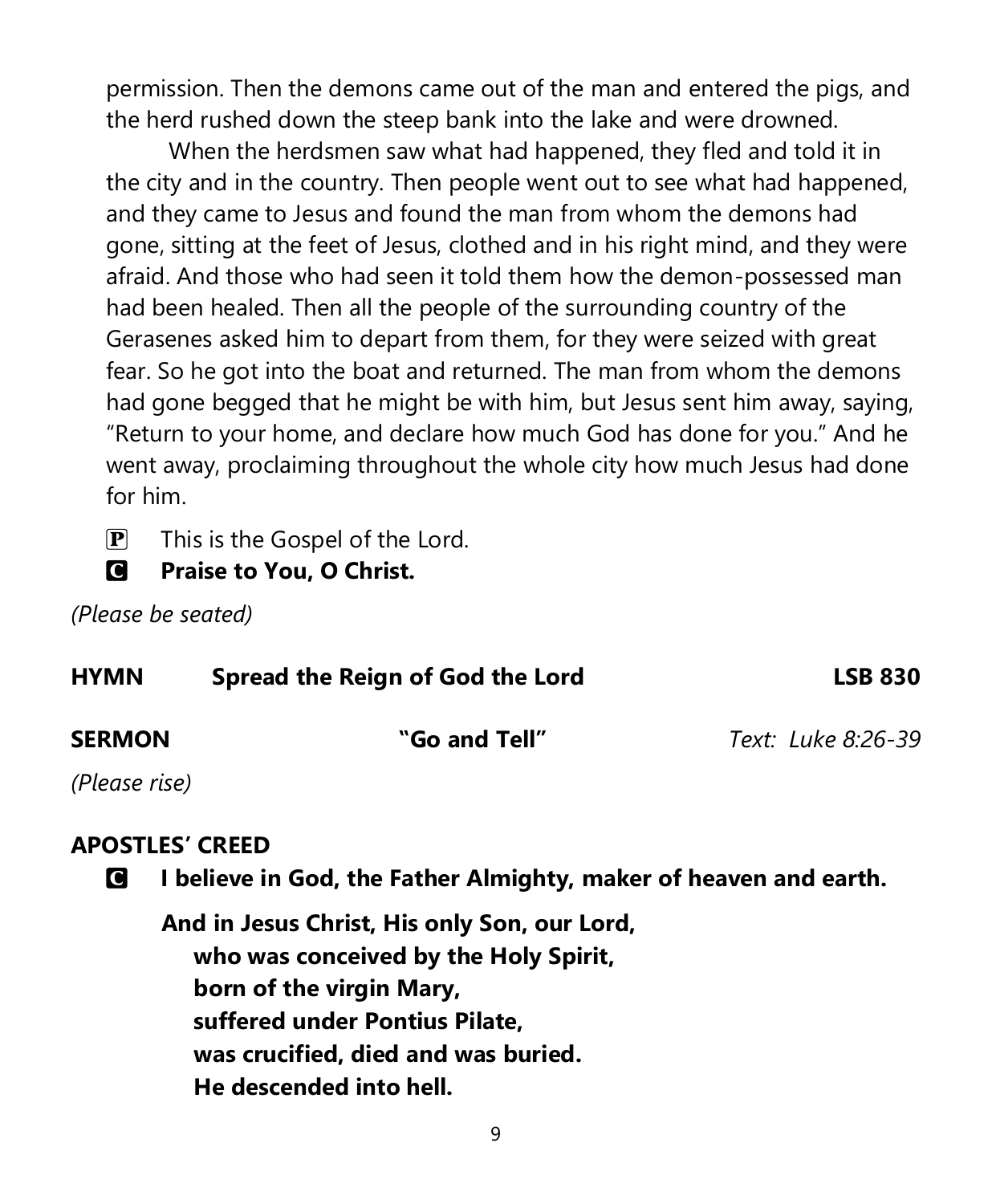permission. Then the demons came out of the man and entered the pigs, and the herd rushed down the steep bank into the lake and were drowned.

When the herdsmen saw what had happened, they fled and told it in the city and in the country. Then people went out to see what had happened, and they came to Jesus and found the man from whom the demons had gone, sitting at the feet of Jesus, clothed and in his right mind, and they were afraid. And those who had seen it told them how the demon-possessed man had been healed. Then all the people of the surrounding country of the Gerasenes asked him to depart from them, for they were seized with great fear. So he got into the boat and returned. The man from whom the demons had gone begged that he might be with him, but Jesus sent him away, saying, "Return to your home, and declare how much God has done for you." And he went away, proclaiming throughout the whole city how much Jesus had done for him.

P This is the Gospel of the Lord.

**C Praise to You, O Christ.**

*(Please be seated)*

**HYMN Spread the Reign of God the Lord LSB 830**

**SERMON "Go and Tell"** *Text: Luke 8:26-39*

*(Please rise)*

**APOSTLES' CREED**

**C I believe in God, the Father Almighty, maker of heaven and earth.**

**And in Jesus Christ, His only Son, our Lord,**
**who was conceived by the Holy Spirit,**
**born of the virgin Mary,**
**suffered under Pontius Pilate,**
**was crucified, died and was buried.**
**He descended into hell.**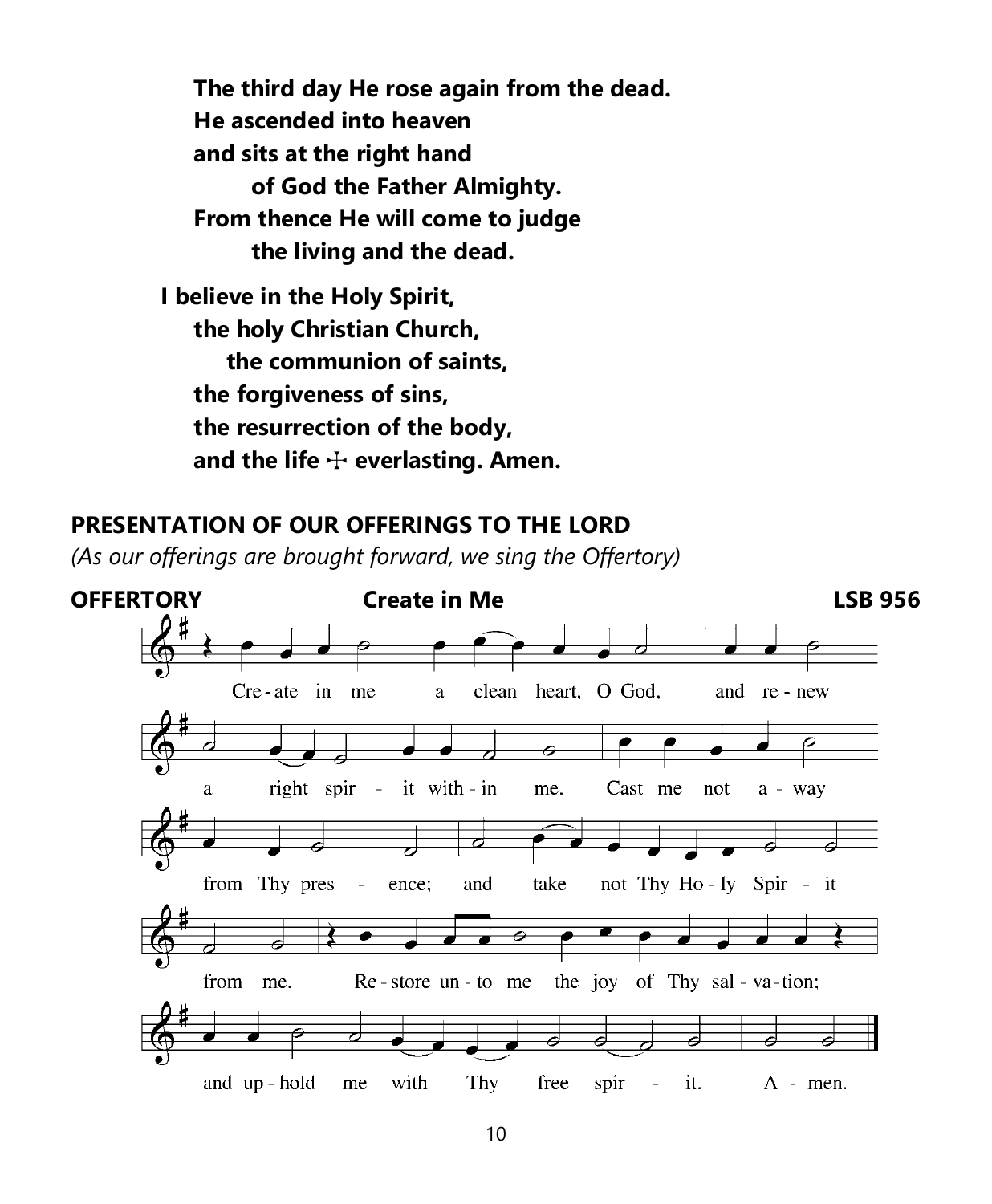**The third day He rose again from the dead.**
**He ascended into heaven**
**and sits at the right hand**
**of God the Father Almighty.**
**From thence He will come to judge**
**the living and the dead.**

**I believe in the Holy Spirit,**
**the holy Christian Church,**
**the communion of saints,**
**the forgiveness of sins,**
**the resurrection of the body,**
**and the life ☩ everlasting. Amen.**

## PRESENTATION OF OUR OFFERINGS TO THE LORD

*(As our offerings are brought forward, we sing the Offertory)*

**OFFERTORY** **Create in Me** **LSB 956**

Create in me a clean heart, O God, and renew a right spirit within me. Cast me not away from Thy presence; and take not Thy Holy Spirit from me. Restore unto me the joy of Thy salvation; and uphold me with Thy free spirit. Amen.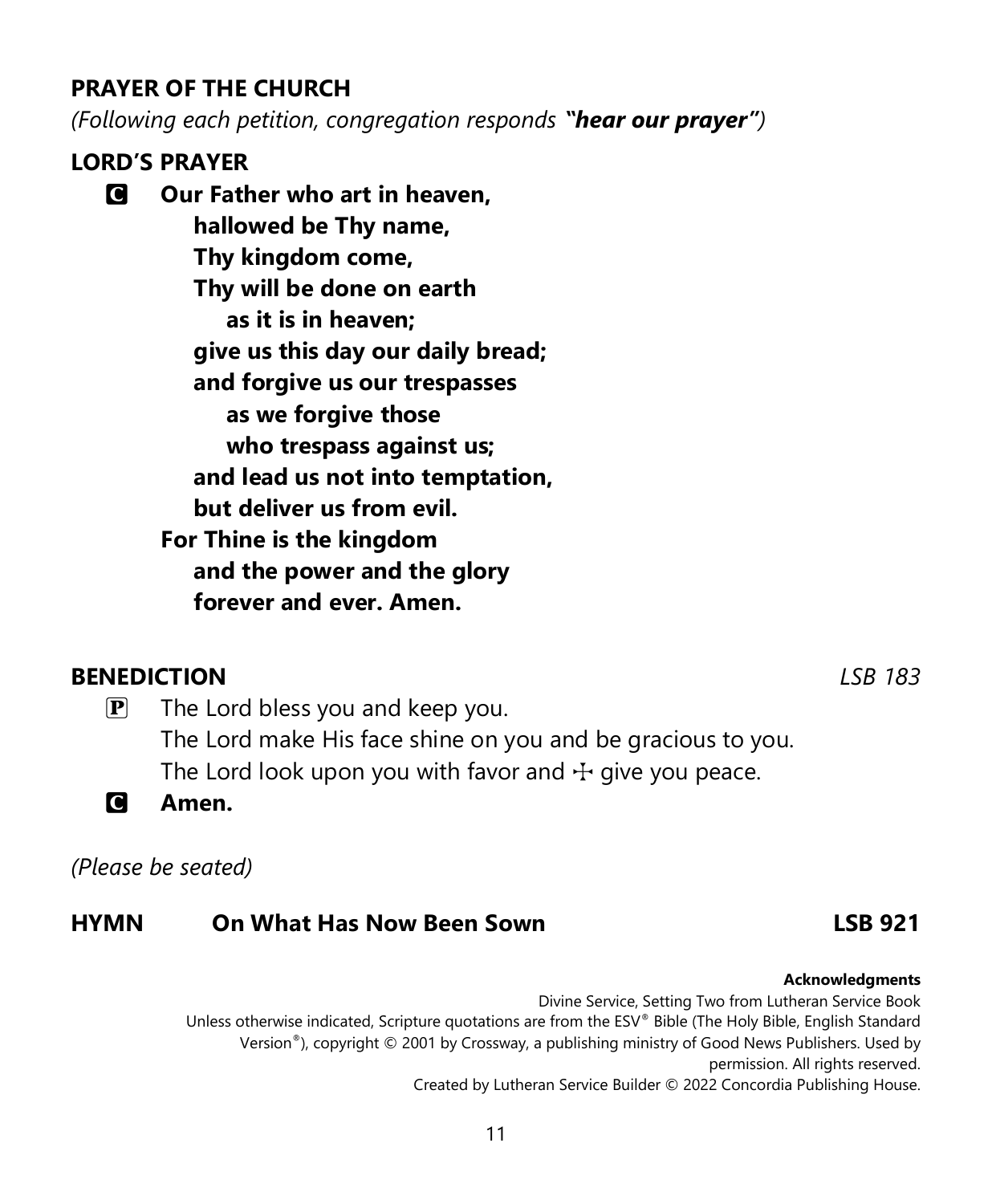## PRAYER OF THE CHURCH

*(Following each petition, congregation responds **"hear our prayer"**)*

## LORD'S PRAYER

C **Our Father who art in heaven,**
**hallowed be Thy name,**
**Thy kingdom come,**
**Thy will be done on earth**
**as it is in heaven;**
**give us this day our daily bread;**
**and forgive us our trespasses**
**as we forgive those**
**who trespass against us;**
**and lead us not into temptation,**
**but deliver us from evil.**
**For Thine is the kingdom**
**and the power and the glory**
**forever and ever. Amen.**

## BENEDICTION *LSB 183*

P The Lord bless you and keep you.
The Lord make His face shine on you and be gracious to you.
The Lord look upon you with favor and ☩ give you peace.

C **Amen.**

*(Please be seated)*

## HYMN On What Has Now Been Sown LSB 921

**Acknowledgments**

Divine Service, Setting Two from Lutheran Service Book

Unless otherwise indicated, Scripture quotations are from the ESV® Bible (The Holy Bible, English Standard Version®), copyright © 2001 by Crossway, a publishing ministry of Good News Publishers. Used by permission. All rights reserved.

Created by Lutheran Service Builder © 2022 Concordia Publishing House.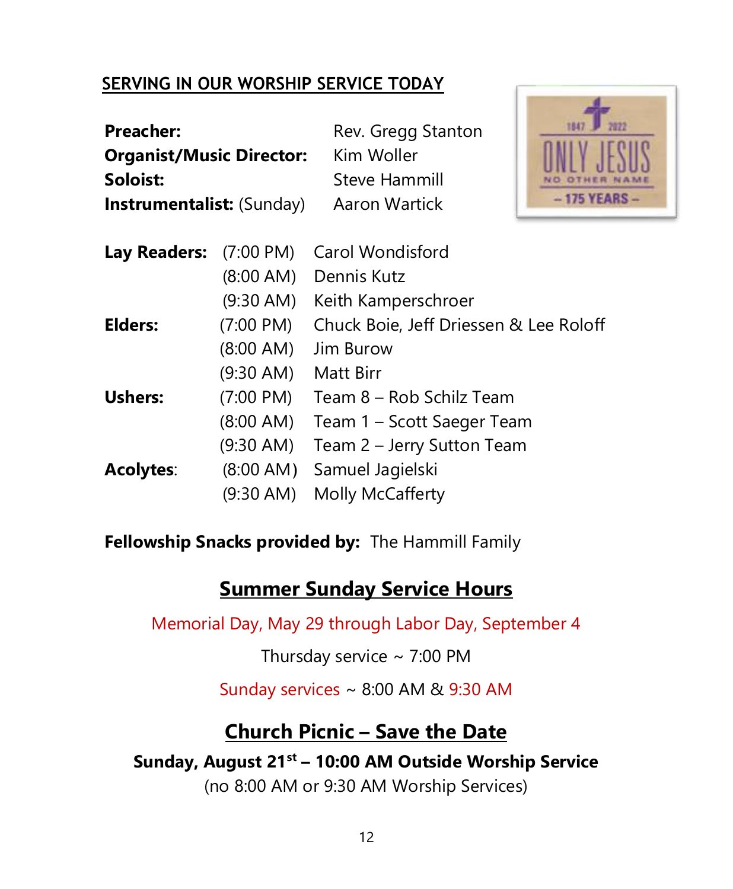## SERVING IN OUR WORSHIP SERVICE TODAY

| | |
|---|---|
| **Preacher:** | Rev. Gregg Stanton |
| **Organist/Music Director:** | Kim Woller |
| **Soloist:** | Steve Hammill |
| **Instrumentalist:** (Sunday) | Aaron Wartick |

1847 2022
ONLY JESUS
NO OTHER NAME
– 175 YEARS –

| | | |
|---|---|---|
| **Lay Readers:** | (7:00 PM) | Carol Wondisford |
| | (8:00 AM) | Dennis Kutz |
| | (9:30 AM) | Keith Kamperschroer |
| **Elders:** | (7:00 PM) | Chuck Boie, Jeff Driessen & Lee Roloff |
| | (8:00 AM) | Jim Burow |
| | (9:30 AM) | Matt Birr |
| **Ushers:** | (7:00 PM) | Team 8 – Rob Schilz Team |
| | (8:00 AM) | Team 1 – Scott Saeger Team |
| | (9:30 AM) | Team 2 – Jerry Sutton Team |
| **Acolytes**: | (8:00 AM) | Samuel Jagielski |
| | (9:30 AM) | Molly McCafferty |

**Fellowship Snacks provided by:** The Hammill Family

## Summer Sunday Service Hours

Memorial Day, May 29 through Labor Day, September 4

Thursday service ~ 7:00 PM

Sunday services ~ 8:00 AM & 9:30 AM

## Church Picnic – Save the Date

**Sunday, August 21st – 10:00 AM Outside Worship Service**

(no 8:00 AM or 9:30 AM Worship Services)